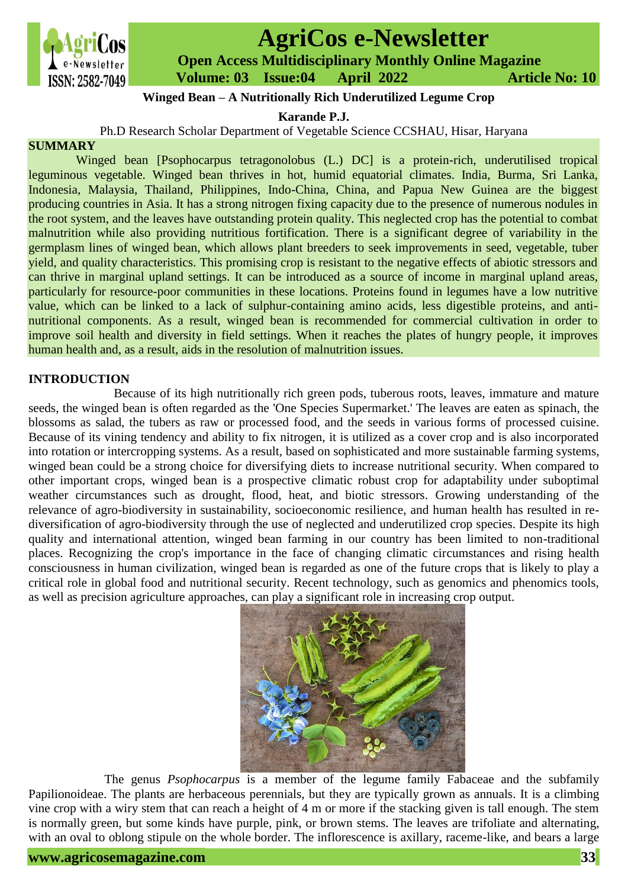# Winged Bean – A Nutritionally Rich Underutilized Legume Crop

**Karande P.J.**

Ph.D Research Scholar Department of Vegetable Science CCSHAU, Hisar, Haryana

## SUMMARY

Winged bean [Psophocarpus tetragonolobus (L.) DC] is a protein-rich, underutilised tropical leguminous vegetable. Winged bean thrives in hot, humid equatorial climates. India, Burma, Sri Lanka, Indonesia, Malaysia, Thailand, Philippines, Indo-China, China, and Papua New Guinea are the biggest producing countries in Asia. It has a strong nitrogen fixing capacity due to the presence of numerous nodules in the root system, and the leaves have outstanding protein quality. This neglected crop has the potential to combat malnutrition while also providing nutritious fortification. There is a significant degree of variability in the germplasm lines of winged bean, which allows plant breeders to seek improvements in seed, vegetable, tuber yield, and quality characteristics. This promising crop is resistant to the negative effects of abiotic stressors and can thrive in marginal upland settings. It can be introduced as a source of income in marginal upland areas, particularly for resource-poor communities in these locations. Proteins found in legumes have a low nutritive value, which can be linked to a lack of sulphur-containing amino acids, less digestible proteins, and anti-nutritional components. As a result, winged bean is recommended for commercial cultivation in order to improve soil health and diversity in field settings. When it reaches the plates of hungry people, it improves human health and, as a result, aids in the resolution of malnutrition issues.

## INTRODUCTION

Because of its high nutritionally rich green pods, tuberous roots, leaves, immature and mature seeds, the winged bean is often regarded as the 'One Species Supermarket.' The leaves are eaten as spinach, the blossoms as salad, the tubers as raw or processed food, and the seeds in various forms of processed cuisine. Because of its vining tendency and ability to fix nitrogen, it is utilized as a cover crop and is also incorporated into rotation or intercropping systems. As a result, based on sophisticated and more sustainable farming systems, winged bean could be a strong choice for diversifying diets to increase nutritional security. When compared to other important crops, winged bean is a prospective climatic robust crop for adaptability under suboptimal weather circumstances such as drought, flood, heat, and biotic stressors. Growing understanding of the relevance of agro-biodiversity in sustainability, socioeconomic resilience, and human health has resulted in re-diversification of agro-biodiversity through the use of neglected and underutilized crop species. Despite its high quality and international attention, winged bean farming in our country has been limited to non-traditional places. Recognizing the crop's importance in the face of changing climatic circumstances and rising health consciousness in human civilization, winged bean is regarded as one of the future crops that is likely to play a critical role in global food and nutritional security. Recent technology, such as genomics and phenomics tools, as well as precision agriculture approaches, can play a significant role in increasing crop output.

The genus *Psophocarpus* is a member of the legume family Fabaceae and the subfamily Papilionoideae. The plants are herbaceous perennials, but they are typically grown as annuals. It is a climbing vine crop with a wiry stem that can reach a height of 4 m or more if the stacking given is tall enough. The stem is normally green, but some kinds have purple, pink, or brown stems. The leaves are trifoliate and alternating, with an oval to oblong stipule on the whole border. The inflorescence is axillary, raceme-like, and bears a large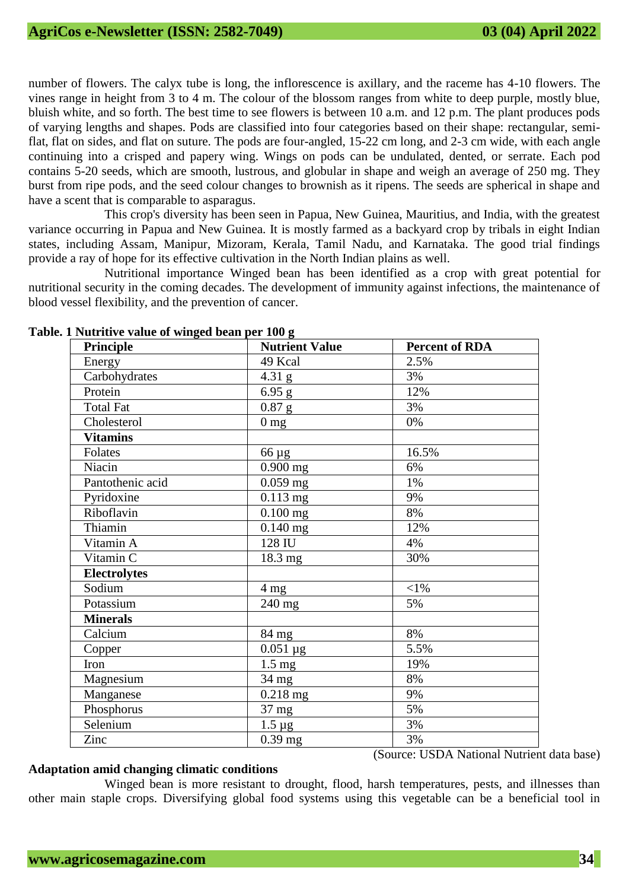number of flowers. The calyx tube is long, the inflorescence is axillary, and the raceme has 4-10 flowers. The vines range in height from 3 to 4 m. The colour of the blossom ranges from white to deep purple, mostly blue, bluish white, and so forth. The best time to see flowers is between 10 a.m. and 12 p.m. The plant produces pods of varying lengths and shapes. Pods are classified into four categories based on their shape: rectangular, semi-flat, flat on sides, and flat on suture. The pods are four-angled, 15-22 cm long, and 2-3 cm wide, with each angle continuing into a crisped and papery wing. Wings on pods can be undulated, dented, or serrate. Each pod contains 5-20 seeds, which are smooth, lustrous, and globular in shape and weigh an average of 250 mg. They burst from ripe pods, and the seed colour changes to brownish as it ripens. The seeds are spherical in shape and have a scent that is comparable to asparagus.

This crop's diversity has been seen in Papua, New Guinea, Mauritius, and India, with the greatest variance occurring in Papua and New Guinea. It is mostly farmed as a backyard crop by tribals in eight Indian states, including Assam, Manipur, Mizoram, Kerala, Tamil Nadu, and Karnataka. The good trial findings provide a ray of hope for its effective cultivation in the North Indian plains as well.

Nutritional importance Winged bean has been identified as a crop with great potential for nutritional security in the coming decades. The development of immunity against infections, the maintenance of blood vessel flexibility, and the prevention of cancer.

**Table. 1 Nutritive value of winged bean per 100 g**

| Principle | Nutrient Value | Percent of RDA |
|---|---|---|
| Energy | 49 Kcal | 2.5% |
| Carbohydrates | 4.31 g | 3% |
| Protein | 6.95 g | 12% |
| Total Fat | 0.87 g | 3% |
| Cholesterol | 0 mg | 0% |
| **Vitamins** | | |
| Folates | 66 µg | 16.5% |
| Niacin | 0.900 mg | 6% |
| Pantothenic acid | 0.059 mg | 1% |
| Pyridoxine | 0.113 mg | 9% |
| Riboflavin | 0.100 mg | 8% |
| Thiamin | 0.140 mg | 12% |
| Vitamin A | 128 IU | 4% |
| Vitamin C | 18.3 mg | 30% |
| **Electrolytes** | | |
| Sodium | 4 mg | <1% |
| Potassium | 240 mg | 5% |
| **Minerals** | | |
| Calcium | 84 mg | 8% |
| Copper | 0.051 µg | 5.5% |
| Iron | 1.5 mg | 19% |
| Magnesium | 34 mg | 8% |
| Manganese | 0.218 mg | 9% |
| Phosphorus | 37 mg | 5% |
| Selenium | 1.5 µg | 3% |
| Zinc | 0.39 mg | 3% |

(Source: USDA National Nutrient data base)

**Adaptation amid changing climatic conditions**

Winged bean is more resistant to drought, flood, harsh temperatures, pests, and illnesses than other main staple crops. Diversifying global food systems using this vegetable can be a beneficial tool in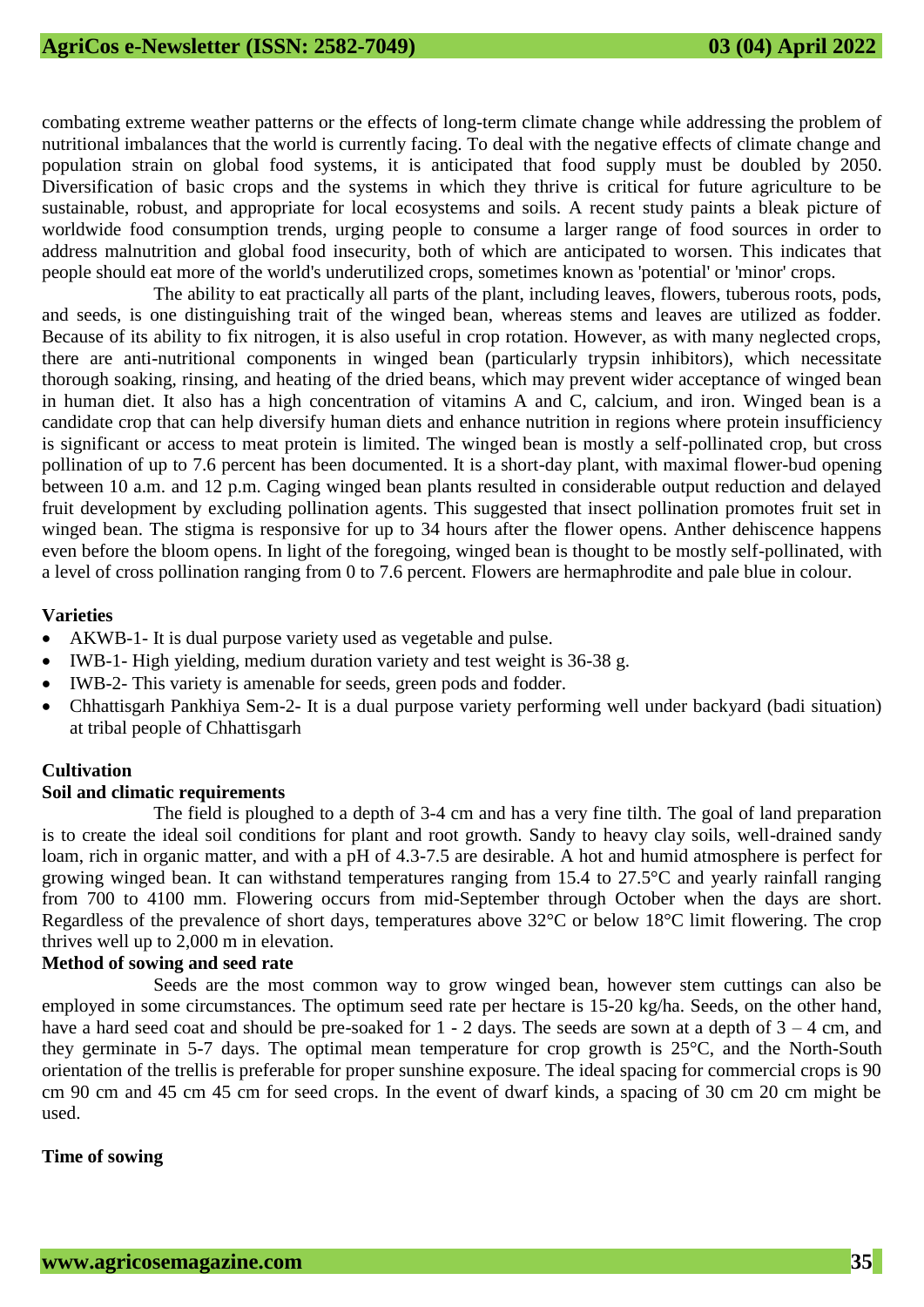combating extreme weather patterns or the effects of long-term climate change while addressing the problem of nutritional imbalances that the world is currently facing. To deal with the negative effects of climate change and population strain on global food systems, it is anticipated that food supply must be doubled by 2050. Diversification of basic crops and the systems in which they thrive is critical for future agriculture to be sustainable, robust, and appropriate for local ecosystems and soils. A recent study paints a bleak picture of worldwide food consumption trends, urging people to consume a larger range of food sources in order to address malnutrition and global food insecurity, both of which are anticipated to worsen. This indicates that people should eat more of the world's underutilized crops, sometimes known as 'potential' or 'minor' crops.

The ability to eat practically all parts of the plant, including leaves, flowers, tuberous roots, pods, and seeds, is one distinguishing trait of the winged bean, whereas stems and leaves are utilized as fodder. Because of its ability to fix nitrogen, it is also useful in crop rotation. However, as with many neglected crops, there are anti-nutritional components in winged bean (particularly trypsin inhibitors), which necessitate thorough soaking, rinsing, and heating of the dried beans, which may prevent wider acceptance of winged bean in human diet. It also has a high concentration of vitamins A and C, calcium, and iron. Winged bean is a candidate crop that can help diversify human diets and enhance nutrition in regions where protein insufficiency is significant or access to meat protein is limited. The winged bean is mostly a self-pollinated crop, but cross pollination of up to 7.6 percent has been documented. It is a short-day plant, with maximal flower-bud opening between 10 a.m. and 12 p.m. Caging winged bean plants resulted in considerable output reduction and delayed fruit development by excluding pollination agents. This suggested that insect pollination promotes fruit set in winged bean. The stigma is responsive for up to 34 hours after the flower opens. Anther dehiscence happens even before the bloom opens. In light of the foregoing, winged bean is thought to be mostly self-pollinated, with a level of cross pollination ranging from 0 to 7.6 percent. Flowers are hermaphrodite and pale blue in colour.

**Varieties**

- AKWB-1- It is dual purpose variety used as vegetable and pulse.
- IWB-1- High yielding, medium duration variety and test weight is 36-38 g.
- IWB-2- This variety is amenable for seeds, green pods and fodder.
- Chhattisgarh Pankhiya Sem-2- It is a dual purpose variety performing well under backyard (badi situation) at tribal people of Chhattisgarh

**Cultivation**

**Soil and climatic requirements**

The field is ploughed to a depth of 3-4 cm and has a very fine tilth. The goal of land preparation is to create the ideal soil conditions for plant and root growth. Sandy to heavy clay soils, well-drained sandy loam, rich in organic matter, and with a pH of 4.3-7.5 are desirable. A hot and humid atmosphere is perfect for growing winged bean. It can withstand temperatures ranging from 15.4 to 27.5°C and yearly rainfall ranging from 700 to 4100 mm. Flowering occurs from mid-September through October when the days are short. Regardless of the prevalence of short days, temperatures above 32°C or below 18°C limit flowering. The crop thrives well up to 2,000 m in elevation.

**Method of sowing and seed rate**

Seeds are the most common way to grow winged bean, however stem cuttings can also be employed in some circumstances. The optimum seed rate per hectare is 15-20 kg/ha. Seeds, on the other hand, have a hard seed coat and should be pre-soaked for 1 - 2 days. The seeds are sown at a depth of 3 – 4 cm, and they germinate in 5-7 days. The optimal mean temperature for crop growth is 25°C, and the North-South orientation of the trellis is preferable for proper sunshine exposure. The ideal spacing for commercial crops is 90 cm 90 cm and 45 cm 45 cm for seed crops. In the event of dwarf kinds, a spacing of 30 cm 20 cm might be used.

**Time of sowing**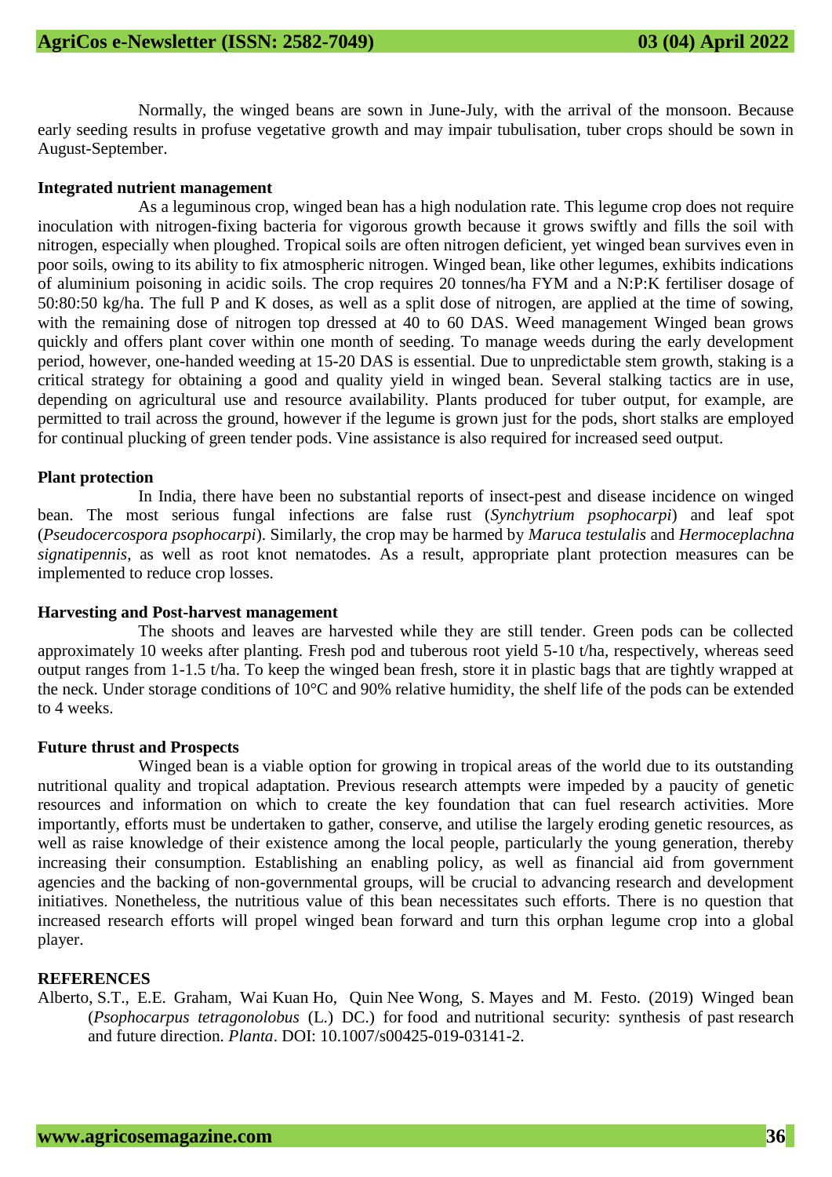Normally, the winged beans are sown in June-July, with the arrival of the monsoon. Because early seeding results in profuse vegetative growth and may impair tubulisation, tuber crops should be sown in August-September.

**Integrated nutrient management**

As a leguminous crop, winged bean has a high nodulation rate. This legume crop does not require inoculation with nitrogen-fixing bacteria for vigorous growth because it grows swiftly and fills the soil with nitrogen, especially when ploughed. Tropical soils are often nitrogen deficient, yet winged bean survives even in poor soils, owing to its ability to fix atmospheric nitrogen. Winged bean, like other legumes, exhibits indications of aluminium poisoning in acidic soils. The crop requires 20 tonnes/ha FYM and a N:P:K fertiliser dosage of 50:80:50 kg/ha. The full P and K doses, as well as a split dose of nitrogen, are applied at the time of sowing, with the remaining dose of nitrogen top dressed at 40 to 60 DAS. Weed management Winged bean grows quickly and offers plant cover within one month of seeding. To manage weeds during the early development period, however, one-handed weeding at 15-20 DAS is essential. Due to unpredictable stem growth, staking is a critical strategy for obtaining a good and quality yield in winged bean. Several stalking tactics are in use, depending on agricultural use and resource availability. Plants produced for tuber output, for example, are permitted to trail across the ground, however if the legume is grown just for the pods, short stalks are employed for continual plucking of green tender pods. Vine assistance is also required for increased seed output.

**Plant protection**

In India, there have been no substantial reports of insect-pest and disease incidence on winged bean. The most serious fungal infections are false rust (*Synchytrium psophocarpi*) and leaf spot (*Pseudocercospora psophocarpi*). Similarly, the crop may be harmed by *Maruca testulalis* and *Hermoceplachna signatipennis*, as well as root knot nematodes. As a result, appropriate plant protection measures can be implemented to reduce crop losses.

**Harvesting and Post-harvest management**

The shoots and leaves are harvested while they are still tender. Green pods can be collected approximately 10 weeks after planting. Fresh pod and tuberous root yield 5-10 t/ha, respectively, whereas seed output ranges from 1-1.5 t/ha. To keep the winged bean fresh, store it in plastic bags that are tightly wrapped at the neck. Under storage conditions of 10°C and 90% relative humidity, the shelf life of the pods can be extended to 4 weeks.

**Future thrust and Prospects**

Winged bean is a viable option for growing in tropical areas of the world due to its outstanding nutritional quality and tropical adaptation. Previous research attempts were impeded by a paucity of genetic resources and information on which to create the key foundation that can fuel research activities. More importantly, efforts must be undertaken to gather, conserve, and utilise the largely eroding genetic resources, as well as raise knowledge of their existence among the local people, particularly the young generation, thereby increasing their consumption. Establishing an enabling policy, as well as financial aid from government agencies and the backing of non-governmental groups, will be crucial to advancing research and development initiatives. Nonetheless, the nutritious value of this bean necessitates such efforts. There is no question that increased research efforts will propel winged bean forward and turn this orphan legume crop into a global player.

**REFERENCES**

Alberto, S.T., E.E. Graham, Wai Kuan Ho, Quin Nee Wong, S. Mayes and M. Festo. (2019) Winged bean (*Psophocarpus tetragonolobus* (L.) DC.) for food and nutritional security: synthesis of past research and future direction. *Planta*. DOI: 10.1007/s00425-019-03141-2.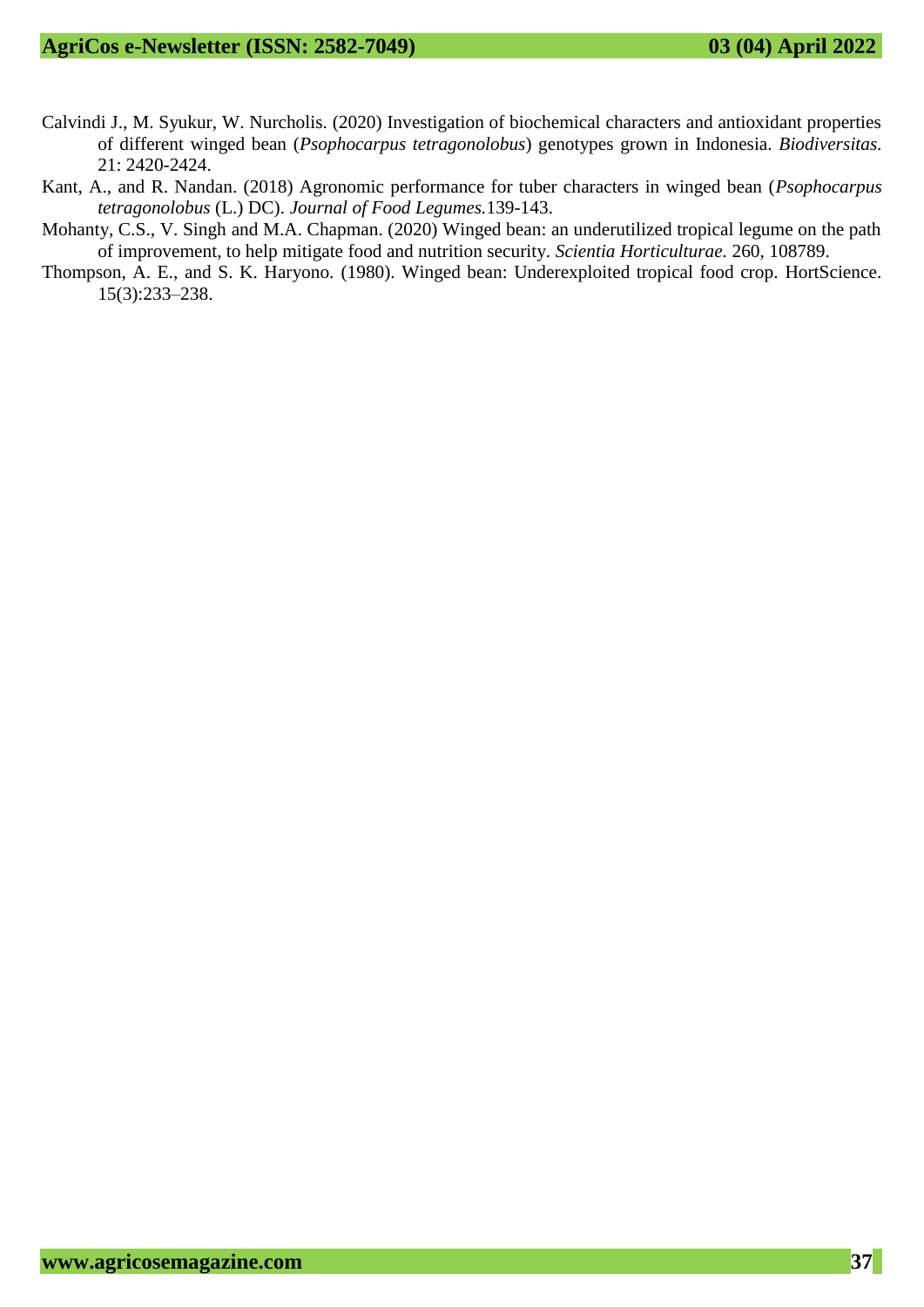Calvindi J., M. Syukur, W. Nurcholis. (2020) Investigation of biochemical characters and antioxidant properties of different winged bean (*Psophocarpus tetragonolobus*) genotypes grown in Indonesia. *Biodiversitas*. 21: 2420-2424.

Kant, A., and R. Nandan. (2018) Agronomic performance for tuber characters in winged bean (*Psophocarpus tetragonolobus* (L.) DC). *Journal of Food Legumes.*139-143.

Mohanty, C.S., V. Singh and M.A. Chapman. (2020) Winged bean: an underutilized tropical legume on the path of improvement, to help mitigate food and nutrition security. *Scientia Horticulturae.* 260, 108789.

Thompson, A. E., and S. K. Haryono. (1980). Winged bean: Underexploited tropical food crop. HortScience. 15(3):233–238.